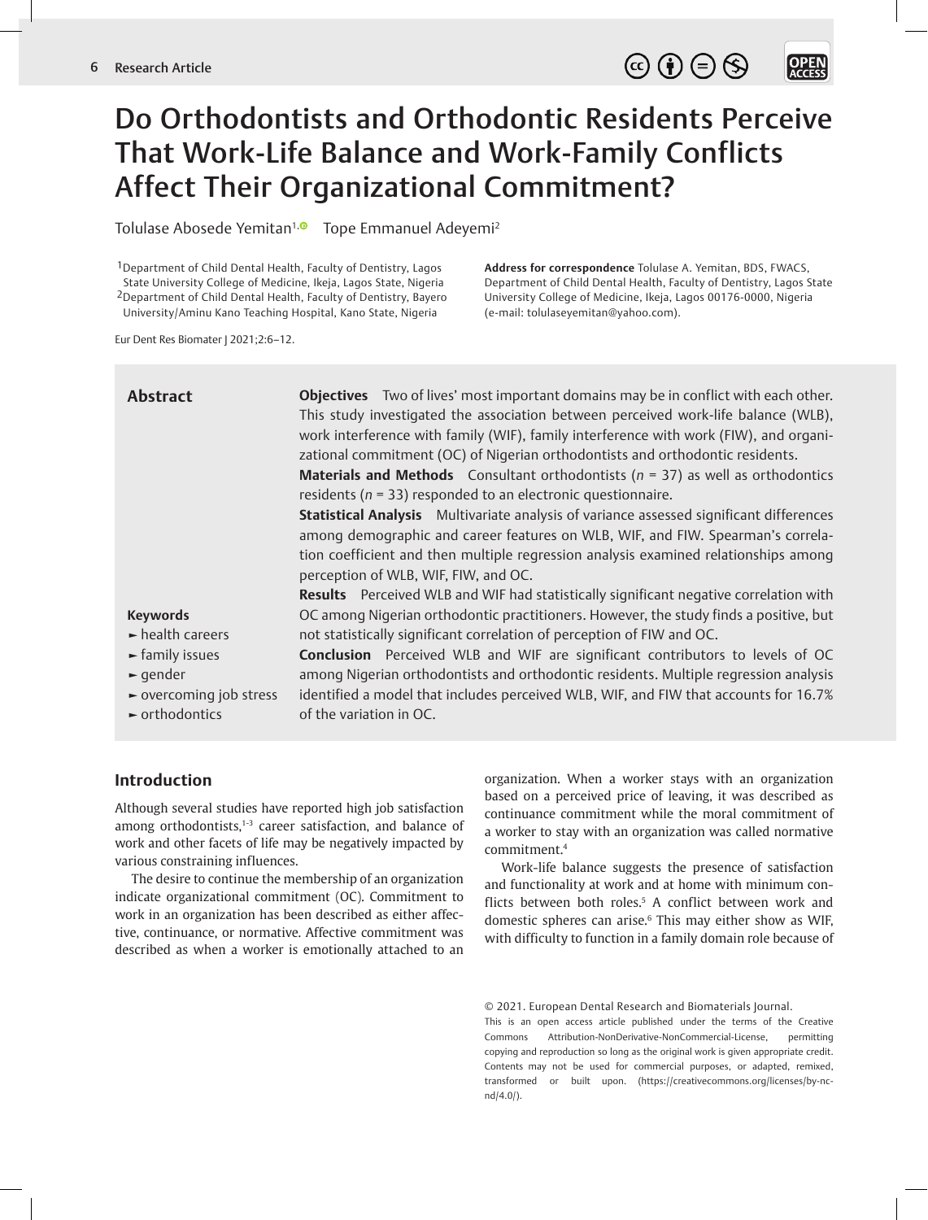# Do Orthodontists and Orthodontic Residents Perceive That Work-Life Balance and Work-Family Conflicts Affect Their Organizational Commitment?

Tolulase Abosede Yemitan[1] Tope Emmanuel Adeyemi[2]

[1]Department of Child Dental Health, Faculty of Dentistry, Lagos State University College of Medicine, Ikeja, Lagos State, Nigeria
[2]Department of Child Dental Health, Faculty of Dentistry, Bayero University/Aminu Kano Teaching Hospital, Kano State, Nigeria

**Address for correspondence** Tolulase A. Yemitan, BDS, FWACS, Department of Child Dental Health, Faculty of Dentistry, Lagos State University College of Medicine, Ikeja, Lagos 00176-0000, Nigeria (e-mail: tolulaseyemitan@yahoo.com).

Eur Dent Res Biomater J 2021;2:6–12.

## Abstract

**Objectives** Two of lives' most important domains may be in conflict with each other. This study investigated the association between perceived work-life balance (WLB), work interference with family (WIF), family interference with work (FIW), and organizational commitment (OC) of Nigerian orthodontists and orthodontic residents.

**Materials and Methods** Consultant orthodontists ($n = 37$) as well as orthodontics residents ($n = 33$) responded to an electronic questionnaire.

**Statistical Analysis** Multivariate analysis of variance assessed significant differences among demographic and career features on WLB, WIF, and FIW. Spearman's correlation coefficient and then multiple regression analysis examined relationships among perception of WLB, WIF, FIW, and OC.

**Results** Perceived WLB and WIF had statistically significant negative correlation with OC among Nigerian orthodontic practitioners. However, the study finds a positive, but not statistically significant correlation of perception of FIW and OC.

**Conclusion** Perceived WLB and WIF are significant contributors to levels of OC among Nigerian orthodontists and orthodontic residents. Multiple regression analysis identified a model that includes perceived WLB, WIF, and FIW that accounts for 16.7% of the variation in OC.

**Keywords**

- health careers
- family issues
- gender
- overcoming job stress
- orthodontics

## Introduction

Although several studies have reported high job satisfaction among orthodontists,[1-3] career satisfaction, and balance of work and other facets of life may be negatively impacted by various constraining influences.

The desire to continue the membership of an organization indicate organizational commitment (OC). Commitment to work in an organization has been described as either affective, continuance, or normative. Affective commitment was described as when a worker is emotionally attached to an organization. When a worker stays with an organization based on a perceived price of leaving, it was described as continuance commitment while the moral commitment of a worker to stay with an organization was called normative commitment.[4]

Work-life balance suggests the presence of satisfaction and functionality at work and at home with minimum conflicts between both roles.[5] A conflict between work and domestic spheres can arise.[6] This may either show as WIF, with difficulty to function in a family domain role because of

© 2021. European Dental Research and Biomaterials Journal.
This is an open access article published under the terms of the Creative Commons Attribution-NonDerivative-NonCommercial-License, permitting copying and reproduction so long as the original work is given appropriate credit. Contents may not be used for commercial purposes, or adapted, remixed, transformed or built upon. (https://creativecommons.org/licenses/by-nc-nd/4.0/).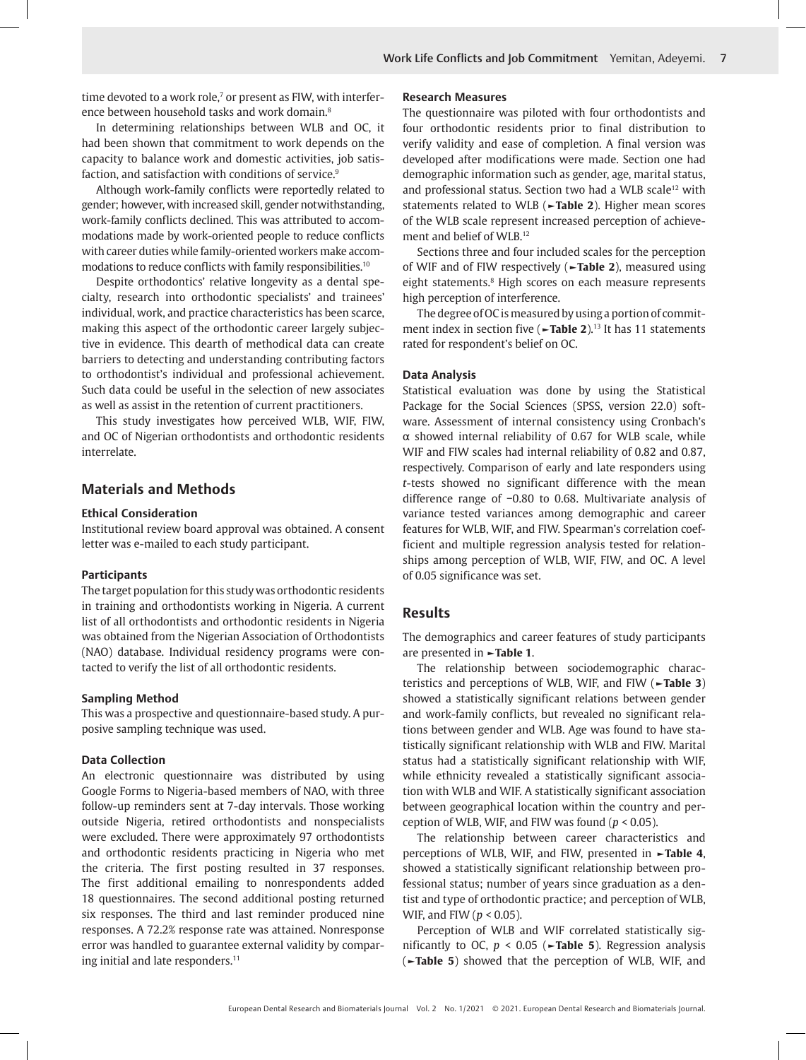time devoted to a work role,[7] or present as FIW, with interference between household tasks and work domain.[8]

In determining relationships between WLB and OC, it had been shown that commitment to work depends on the capacity to balance work and domestic activities, job satisfaction, and satisfaction with conditions of service.[9]

Although work-family conflicts were reportedly related to gender; however, with increased skill, gender notwithstanding, work-family conflicts declined. This was attributed to accommodations made by work-oriented people to reduce conflicts with career duties while family-oriented workers make accommodations to reduce conflicts with family responsibilities.[10]

Despite orthodontics' relative longevity as a dental specialty, research into orthodontic specialists' and trainees' individual, work, and practice characteristics has been scarce, making this aspect of the orthodontic career largely subjective in evidence. This dearth of methodical data can create barriers to detecting and understanding contributing factors to orthodontist's individual and professional achievement. Such data could be useful in the selection of new associates as well as assist in the retention of current practitioners.

This study investigates how perceived WLB, WIF, FIW, and OC of Nigerian orthodontists and orthodontic residents interrelate.

## Materials and Methods

### Ethical Consideration

Institutional review board approval was obtained. A consent letter was e-mailed to each study participant.

### Participants

The target population for this study was orthodontic residents in training and orthodontists working in Nigeria. A current list of all orthodontists and orthodontic residents in Nigeria was obtained from the Nigerian Association of Orthodontists (NAO) database. Individual residency programs were contacted to verify the list of all orthodontic residents.

### Sampling Method

This was a prospective and questionnaire-based study. A purposive sampling technique was used.

### Data Collection

An electronic questionnaire was distributed by using Google Forms to Nigeria-based members of NAO, with three follow-up reminders sent at 7-day intervals. Those working outside Nigeria, retired orthodontists and nonspecialists were excluded. There were approximately 97 orthodontists and orthodontic residents practicing in Nigeria who met the criteria. The first posting resulted in 37 responses. The first additional emailing to nonrespondents added 18 questionnaires. The second additional posting returned six responses. The third and last reminder produced nine responses. A 72.2% response rate was attained. Nonresponse error was handled to guarantee external validity by comparing initial and late responders.[11]

### Research Measures

The questionnaire was piloted with four orthodontists and four orthodontic residents prior to final distribution to verify validity and ease of completion. A final version was developed after modifications were made. Section one had demographic information such as gender, age, marital status, and professional status. Section two had a WLB scale[12] with statements related to WLB (►**Table 2**). Higher mean scores of the WLB scale represent increased perception of achievement and belief of WLB.[12]

Sections three and four included scales for the perception of WIF and of FIW respectively (►**Table 2**), measured using eight statements.[8] High scores on each measure represents high perception of interference.

The degree of OC is measured by using a portion of commitment index in section five (►**Table 2**).[13] It has 11 statements rated for respondent's belief on OC.

### Data Analysis

Statistical evaluation was done by using the Statistical Package for the Social Sciences (SPSS, version 22.0) software. Assessment of internal consistency using Cronbach's $\alpha$ showed internal reliability of 0.67 for WLB scale, while WIF and FIW scales had internal reliability of 0.82 and 0.87, respectively. Comparison of early and late responders using *t*-tests showed no significant difference with the mean difference range of −0.80 to 0.68. Multivariate analysis of variance tested variances among demographic and career features for WLB, WIF, and FIW. Spearman's correlation coefficient and multiple regression analysis tested for relationships among perception of WLB, WIF, FIW, and OC. A level of 0.05 significance was set.

## Results

The demographics and career features of study participants are presented in ►**Table 1**.

The relationship between sociodemographic characteristics and perceptions of WLB, WIF, and FIW (►**Table 3**) showed a statistically significant relations between gender and work-family conflicts, but revealed no significant relations between gender and WLB. Age was found to have statistically significant relationship with WLB and FIW. Marital status had a statistically significant relationship with WIF, while ethnicity revealed a statistically significant association with WLB and WIF. A statistically significant association between geographical location within the country and perception of WLB, WIF, and FIW was found ($p < 0.05$).

The relationship between career characteristics and perceptions of WLB, WIF, and FIW, presented in ►**Table 4**, showed a statistically significant relationship between professional status; number of years since graduation as a dentist and type of orthodontic practice; and perception of WLB, WIF, and FIW ($p < 0.05$).

Perception of WLB and WIF correlated statistically significantly to OC, $p < 0.05$ (►**Table 5**). Regression analysis (►**Table 5**) showed that the perception of WLB, WIF, and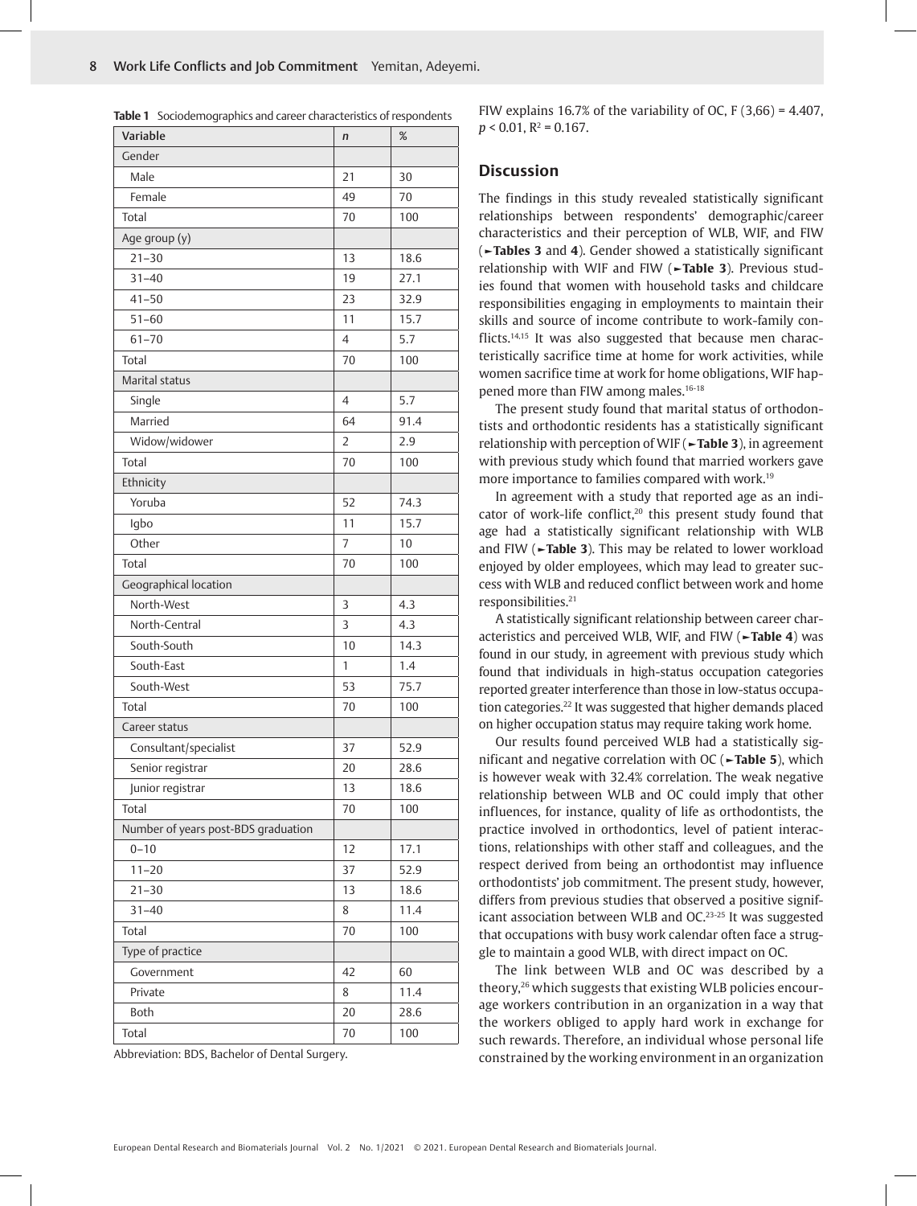**Table 1** Sociodemographics and career characteristics of respondents

| Variable | n | % |
|---|---|---|
| Gender | | |
| Male | 21 | 30 |
| Female | 49 | 70 |
| Total | 70 | 100 |
| Age group (y) | | |
| 21–30 | 13 | 18.6 |
| 31–40 | 19 | 27.1 |
| 41–50 | 23 | 32.9 |
| 51–60 | 11 | 15.7 |
| 61–70 | 4 | 5.7 |
| Total | 70 | 100 |
| Marital status | | |
| Single | 4 | 5.7 |
| Married | 64 | 91.4 |
| Widow/widower | 2 | 2.9 |
| Total | 70 | 100 |
| Ethnicity | | |
| Yoruba | 52 | 74.3 |
| Igbo | 11 | 15.7 |
| Other | 7 | 10 |
| Total | 70 | 100 |
| Geographical location | | |
| North-West | 3 | 4.3 |
| North-Central | 3 | 4.3 |
| South-South | 10 | 14.3 |
| South-East | 1 | 1.4 |
| South-West | 53 | 75.7 |
| Total | 70 | 100 |
| Career status | | |
| Consultant/specialist | 37 | 52.9 |
| Senior registrar | 20 | 28.6 |
| Junior registrar | 13 | 18.6 |
| Total | 70 | 100 |
| Number of years post-BDS graduation | | |
| 0–10 | 12 | 17.1 |
| 11–20 | 37 | 52.9 |
| 21–30 | 13 | 18.6 |
| 31–40 | 8 | 11.4 |
| Total | 70 | 100 |
| Type of practice | | |
| Government | 42 | 60 |
| Private | 8 | 11.4 |
| Both | 20 | 28.6 |
| Total | 70 | 100 |

Abbreviation: BDS, Bachelor of Dental Surgery.

FIW explains 16.7% of the variability of OC, $F\ (3,66) = 4.407$, $p < 0.01$, $R^2 = 0.167$.

## Discussion

The findings in this study revealed statistically significant relationships between respondents' demographic/career characteristics and their perception of WLB, WIF, and FIW (►**Tables 3** and **4**). Gender showed a statistically significant relationship with WIF and FIW (►**Table 3**). Previous studies found that women with household tasks and childcare responsibilities engaging in employments to maintain their skills and source of income contribute to work-family conflicts.[14,15] It was also suggested that because men characteristically sacrifice time at home for work activities, while women sacrifice time at work for home obligations, WIF happened more than FIW among males.[16-18]

The present study found that marital status of orthodontists and orthodontic residents has a statistically significant relationship with perception of WIF (►**Table 3**), in agreement with previous study which found that married workers gave more importance to families compared with work.[19]

In agreement with a study that reported age as an indicator of work-life conflict,[20] this present study found that age had a statistically significant relationship with WLB and FIW (►**Table 3**). This may be related to lower workload enjoyed by older employees, which may lead to greater success with WLB and reduced conflict between work and home responsibilities.[21]

A statistically significant relationship between career characteristics and perceived WLB, WIF, and FIW (►**Table 4**) was found in our study, in agreement with previous study which found that individuals in high-status occupation categories reported greater interference than those in low-status occupation categories.[22] It was suggested that higher demands placed on higher occupation status may require taking work home.

Our results found perceived WLB had a statistically significant and negative correlation with OC (►**Table 5**), which is however weak with 32.4% correlation. The weak negative relationship between WLB and OC could imply that other influences, for instance, quality of life as orthodontists, the practice involved in orthodontics, level of patient interactions, relationships with other staff and colleagues, and the respect derived from being an orthodontist may influence orthodontists' job commitment. The present study, however, differs from previous studies that observed a positive significant association between WLB and OC.[23-25] It was suggested that occupations with busy work calendar often face a struggle to maintain a good WLB, with direct impact on OC.

The link between WLB and OC was described by a theory,[26] which suggests that existing WLB policies encourage workers contribution in an organization in a way that the workers obliged to apply hard work in exchange for such rewards. Therefore, an individual whose personal life constrained by the working environment in an organization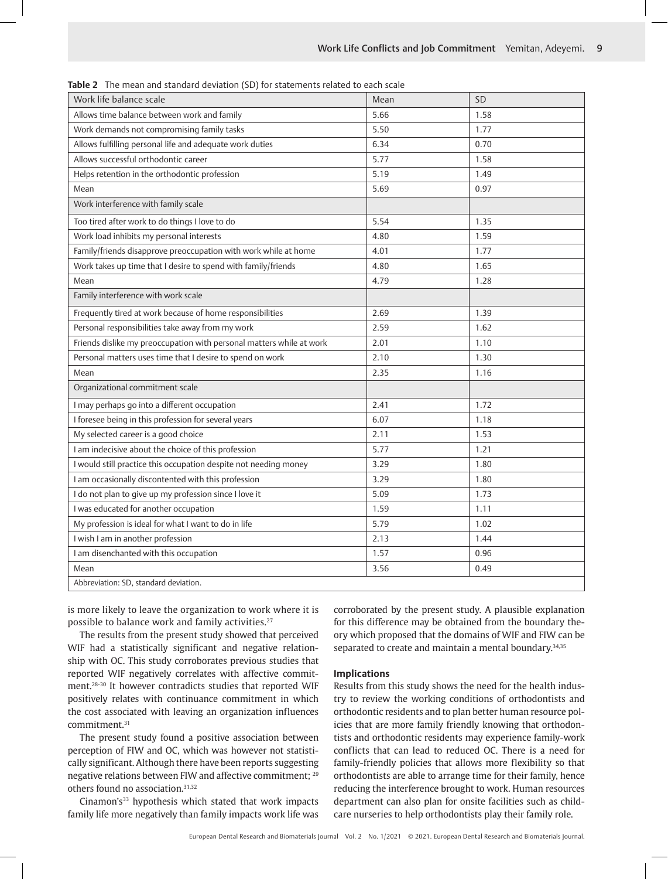**Table 2** The mean and standard deviation (SD) for statements related to each scale

| Work life balance scale | Mean | SD |
|---|---|---|
| Allows time balance between work and family | 5.66 | 1.58 |
| Work demands not compromising family tasks | 5.50 | 1.77 |
| Allows fulfilling personal life and adequate work duties | 6.34 | 0.70 |
| Allows successful orthodontic career | 5.77 | 1.58 |
| Helps retention in the orthodontic profession | 5.19 | 1.49 |
| Mean | 5.69 | 0.97 |
| Work interference with family scale | | |
| Too tired after work to do things I love to do | 5.54 | 1.35 |
| Work load inhibits my personal interests | 4.80 | 1.59 |
| Family/friends disapprove preoccupation with work while at home | 4.01 | 1.77 |
| Work takes up time that I desire to spend with family/friends | 4.80 | 1.65 |
| Mean | 4.79 | 1.28 |
| Family interference with work scale | | |
| Frequently tired at work because of home responsibilities | 2.69 | 1.39 |
| Personal responsibilities take away from my work | 2.59 | 1.62 |
| Friends dislike my preoccupation with personal matters while at work | 2.01 | 1.10 |
| Personal matters uses time that I desire to spend on work | 2.10 | 1.30 |
| Mean | 2.35 | 1.16 |
| Organizational commitment scale | | |
| I may perhaps go into a different occupation | 2.41 | 1.72 |
| I foresee being in this profession for several years | 6.07 | 1.18 |
| My selected career is a good choice | 2.11 | 1.53 |
| I am indecisive about the choice of this profession | 5.77 | 1.21 |
| I would still practice this occupation despite not needing money | 3.29 | 1.80 |
| I am occasionally discontented with this profession | 3.29 | 1.80 |
| I do not plan to give up my profession since I love it | 5.09 | 1.73 |
| I was educated for another occupation | 1.59 | 1.11 |
| My profession is ideal for what I want to do in life | 5.79 | 1.02 |
| I wish I am in another profession | 2.13 | 1.44 |
| I am disenchanted with this occupation | 1.57 | 0.96 |
| Mean | 3.56 | 0.49 |

Abbreviation: SD, standard deviation.

is more likely to leave the organization to work where it is possible to balance work and family activities.[27]

The results from the present study showed that perceived WIF had a statistically significant and negative relationship with OC. This study corroborates previous studies that reported WIF negatively correlates with affective commitment.[28-30] It however contradicts studies that reported WIF positively relates with continuance commitment in which the cost associated with leaving an organization influences commitment.[31]

The present study found a positive association between perception of FIW and OC, which was however not statistically significant. Although there have been reports suggesting negative relations between FIW and affective commitment; [29] others found no association.[31,32]

Cinamon's[33] hypothesis which stated that work impacts family life more negatively than family impacts work life was corroborated by the present study. A plausible explanation for this difference may be obtained from the boundary theory which proposed that the domains of WIF and FIW can be separated to create and maintain a mental boundary.[34,35]

### Implications

Results from this study shows the need for the health industry to review the working conditions of orthodontists and orthodontic residents and to plan better human resource policies that are more family friendly knowing that orthodontists and orthodontic residents may experience family-work conflicts that can lead to reduced OC. There is a need for family-friendly policies that allows more flexibility so that orthodontists are able to arrange time for their family, hence reducing the interference brought to work. Human resources department can also plan for onsite facilities such as childcare nurseries to help orthodontists play their family role.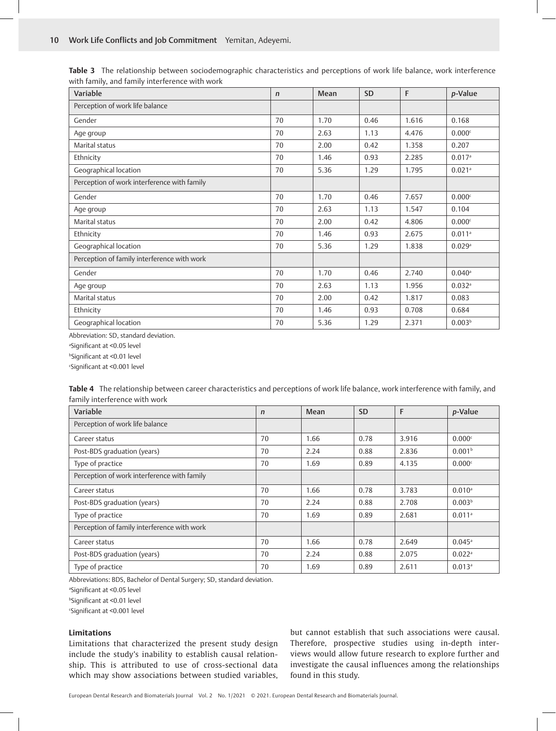**Table 3** The relationship between sociodemographic characteristics and perceptions of work life balance, work interference with family, and family interference with work

| Variable | *n* | Mean | SD | F | *p*-Value |
|---|---|---|---|---|---|
| Perception of work life balance | | | | | |
| Gender | 70 | 1.70 | 0.46 | 1.616 | 0.168 |
| Age group | 70 | 2.63 | 1.13 | 4.476 | 0.000[c] |
| Marital status | 70 | 2.00 | 0.42 | 1.358 | 0.207 |
| Ethnicity | 70 | 1.46 | 0.93 | 2.285 | 0.017[a] |
| Geographical location | 70 | 5.36 | 1.29 | 1.795 | 0.021[a] |
| Perception of work interference with family | | | | | |
| Gender | 70 | 1.70 | 0.46 | 7.657 | 0.000[c] |
| Age group | 70 | 2.63 | 1.13 | 1.547 | 0.104 |
| Marital status | 70 | 2.00 | 0.42 | 4.806 | 0.000[c] |
| Ethnicity | 70 | 1.46 | 0.93 | 2.675 | 0.011[a] |
| Geographical location | 70 | 5.36 | 1.29 | 1.838 | 0.029[a] |
| Perception of family interference with work | | | | | |
| Gender | 70 | 1.70 | 0.46 | 2.740 | 0.040[a] |
| Age group | 70 | 2.63 | 1.13 | 1.956 | 0.032[a] |
| Marital status | 70 | 2.00 | 0.42 | 1.817 | 0.083 |
| Ethnicity | 70 | 1.46 | 0.93 | 0.708 | 0.684 |
| Geographical location | 70 | 5.36 | 1.29 | 2.371 | 0.003[b] |

Abbreviation: SD, standard deviation.
[a]Significant at <0.05 level
[b]Significant at <0.01 level
[c]Significant at <0.001 level

**Table 4** The relationship between career characteristics and perceptions of work life balance, work interference with family, and family interference with work

| Variable | *n* | Mean | SD | F | *p*-Value |
|---|---|---|---|---|---|
| Perception of work life balance | | | | | |
| Career status | 70 | 1.66 | 0.78 | 3.916 | 0.000[c] |
| Post-BDS graduation (years) | 70 | 2.24 | 0.88 | 2.836 | 0.001[b] |
| Type of practice | 70 | 1.69 | 0.89 | 4.135 | 0.000[c] |
| Perception of work interference with family | | | | | |
| Career status | 70 | 1.66 | 0.78 | 3.783 | 0.010[a] |
| Post-BDS graduation (years) | 70 | 2.24 | 0.88 | 2.708 | 0.003[b] |
| Type of practice | 70 | 1.69 | 0.89 | 2.681 | 0.011[a] |
| Perception of family interference with work | | | | | |
| Career status | 70 | 1.66 | 0.78 | 2.649 | 0.045[a] |
| Post-BDS graduation (years) | 70 | 2.24 | 0.88 | 2.075 | 0.022[a] |
| Type of practice | 70 | 1.69 | 0.89 | 2.611 | 0.013[a] |

Abbreviations: BDS, Bachelor of Dental Surgery; SD, standard deviation.
[a]Significant at <0.05 level
[b]Significant at <0.01 level
[c]Significant at <0.001 level

### Limitations

Limitations that characterized the present study design include the study's inability to establish causal relationship. This is attributed to use of cross-sectional data which may show associations between studied variables, but cannot establish that such associations were causal. Therefore, prospective studies using in-depth interviews would allow future research to explore further and investigate the causal influences among the relationships found in this study.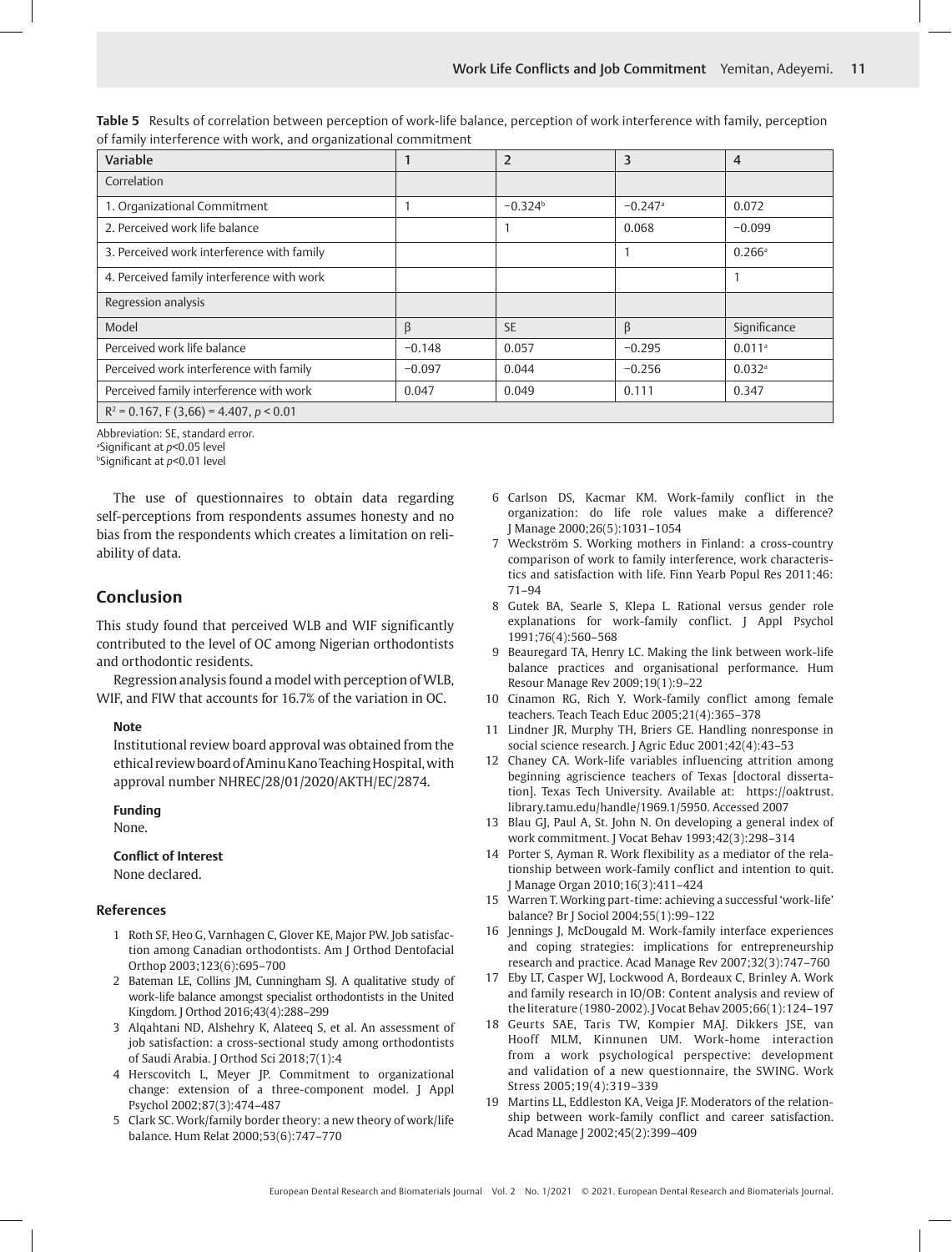**Table 5** Results of correlation between perception of work-life balance, perception of work interference with family, perception of family interference with work, and organizational commitment

| Variable | 1 | 2 | 3 | 4 |
|---|---|---|---|---|
| Correlation | | | | |
| 1. Organizational Commitment | 1 | −0.324[b] | −0.247[a] | 0.072 |
| 2. Perceived work life balance | | 1 | 0.068 | −0.099 |
| 3. Perceived work interference with family | | | 1 | 0.266[a] |
| 4. Perceived family interference with work | | | | 1 |
| Regression analysis | | | | |
| Model | β | SE | β | Significance |
| Perceived work life balance | −0.148 | 0.057 | −0.295 | 0.011[a] |
| Perceived work interference with family | −0.097 | 0.044 | −0.256 | 0.032[a] |
| Perceived family interference with work | 0.047 | 0.049 | 0.111 | 0.347 |
| $R^2$ = 0.167, F (3,66) = 4.407, $p < 0.01$ | | | | |

Abbreviation: SE, standard error.
[a]Significant at $p<0.05$ level
[b]Significant at $p<0.01$ level

The use of questionnaires to obtain data regarding self-perceptions from respondents assumes honesty and no bias from the respondents which creates a limitation on reliability of data.

## Conclusion

This study found that perceived WLB and WIF significantly contributed to the level of OC among Nigerian orthodontists and orthodontic residents.

Regression analysis found a model with perception of WLB, WIF, and FIW that accounts for 16.7% of the variation in OC.

**Note**

Institutional review board approval was obtained from the ethical review board of Aminu Kano Teaching Hospital, with approval number NHREC/28/01/2020/AKTH/EC/2874.

**Funding**

None.

**Conflict of Interest**

None declared.

### References

1. Roth SF, Heo G, Varnhagen C, Glover KE, Major PW. Job satisfaction among Canadian orthodontists. Am J Orthod Dentofacial Orthop 2003;123(6):695–700
2. Bateman LE, Collins JM, Cunningham SJ. A qualitative study of work-life balance amongst specialist orthodontists in the United Kingdom. J Orthod 2016;43(4):288–299
3. Alqahtani ND, Alshehry K, Alateeq S, et al. An assessment of job satisfaction: a cross-sectional study among orthodontists of Saudi Arabia. J Orthod Sci 2018;7(1):4
4. Herscovitch L, Meyer JP. Commitment to organizational change: extension of a three-component model. J Appl Psychol 2002;87(3):474–487
5. Clark SC. Work/family border theory: a new theory of work/life balance. Hum Relat 2000;53(6):747–770
6. Carlson DS, Kacmar KM. Work-family conflict in the organization: do life role values make a difference? J Manage 2000;26(5):1031–1054
7. Weckström S. Working mothers in Finland: a cross-country comparison of work to family interference, work characteristics and satisfaction with life. Finn Yearb Popul Res 2011;46: 71–94
8. Gutek BA, Searle S, Klepa L. Rational versus gender role explanations for work-family conflict. J Appl Psychol 1991;76(4):560–568
9. Beauregard TA, Henry LC. Making the link between work-life balance practices and organisational performance. Hum Resour Manage Rev 2009;19(1):9–22
10. Cinamon RG, Rich Y. Work-family conflict among female teachers. Teach Teach Educ 2005;21(4):365–378
11. Lindner JR, Murphy TH, Briers GE. Handling nonresponse in social science research. J Agric Educ 2001;42(4):43–53
12. Chaney CA. Work-life variables influencing attrition among beginning agriscience teachers of Texas [doctoral dissertation]. Texas Tech University. Available at: https://oaktrust.library.tamu.edu/handle/1969.1/5950. Accessed 2007
13. Blau GJ, Paul A, St. John N. On developing a general index of work commitment. J Vocat Behav 1993;42(3):298–314
14. Porter S, Ayman R. Work flexibility as a mediator of the relationship between work-family conflict and intention to quit. J Manage Organ 2010;16(3):411–424
15. Warren T. Working part-time: achieving a successful 'work-life' balance? Br J Sociol 2004;55(1):99–122
16. Jennings J, McDougald M. Work-family interface experiences and coping strategies: implications for entrepreneurship research and practice. Acad Manage Rev 2007;32(3):747–760
17. Eby LT, Casper WJ, Lockwood A, Bordeaux C, Brinley A. Work and family research in IO/OB: Content analysis and review of the literature (1980-2002). J Vocat Behav 2005;66(1):124–197
18. Geurts SAE, Taris TW, Kompier MAJ. Dikkers JSE, van Hooff MLM, Kinnunen UM. Work-home interaction from a work psychological perspective: development and validation of a new questionnaire, the SWING. Work Stress 2005;19(4):319–339
19. Martins LL, Eddleston KA, Veiga JF. Moderators of the relationship between work-family conflict and career satisfaction. Acad Manage J 2002;45(2):399–409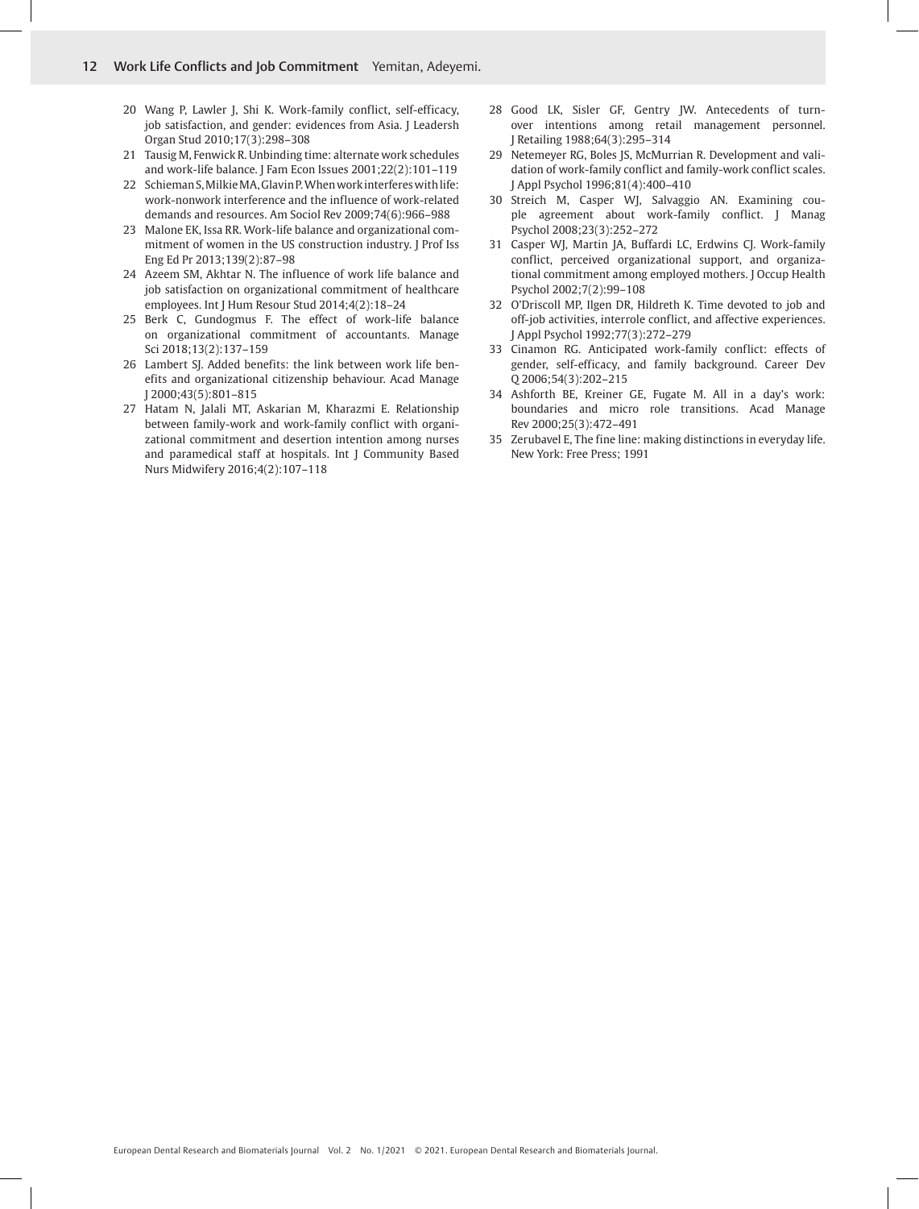20 Wang P, Lawler J, Shi K. Work-family conflict, self-efficacy, job satisfaction, and gender: evidences from Asia. J Leadersh Organ Stud 2010;17(3):298–308

21 Tausig M, Fenwick R. Unbinding time: alternate work schedules and work-life balance. J Fam Econ Issues 2001;22(2):101–119

22 Schieman S, Milkie MA, Glavin P. When work interferes with life: work-nonwork interference and the influence of work-related demands and resources. Am Sociol Rev 2009;74(6):966–988

23 Malone EK, Issa RR. Work-life balance and organizational commitment of women in the US construction industry. J Prof Iss Eng Ed Pr 2013;139(2):87–98

24 Azeem SM, Akhtar N. The influence of work life balance and job satisfaction on organizational commitment of healthcare employees. Int J Hum Resour Stud 2014;4(2):18–24

25 Berk C, Gundogmus F. The effect of work-life balance on organizational commitment of accountants. Manage Sci 2018;13(2):137–159

26 Lambert SJ. Added benefits: the link between work life benefits and organizational citizenship behaviour. Acad Manage J 2000;43(5):801–815

27 Hatam N, Jalali MT, Askarian M, Kharazmi E. Relationship between family-work and work-family conflict with organizational commitment and desertion intention among nurses and paramedical staff at hospitals. Int J Community Based Nurs Midwifery 2016;4(2):107–118

28 Good LK, Sisler GF, Gentry JW. Antecedents of turnover intentions among retail management personnel. J Retailing 1988;64(3):295–314

29 Netemeyer RG, Boles JS, McMurrian R. Development and validation of work-family conflict and family-work conflict scales. J Appl Psychol 1996;81(4):400–410

30 Streich M, Casper WJ, Salvaggio AN. Examining couple agreement about work-family conflict. J Manag Psychol 2008;23(3):252–272

31 Casper WJ, Martin JA, Buffardi LC, Erdwins CJ. Work-family conflict, perceived organizational support, and organizational commitment among employed mothers. J Occup Health Psychol 2002;7(2):99–108

32 O'Driscoll MP, Ilgen DR, Hildreth K. Time devoted to job and off-job activities, interrole conflict, and affective experiences. J Appl Psychol 1992;77(3):272–279

33 Cinamon RG. Anticipated work-family conflict: effects of gender, self-efficacy, and family background. Career Dev Q 2006;54(3):202–215

34 Ashforth BE, Kreiner GE, Fugate M. All in a day's work: boundaries and micro role transitions. Acad Manage Rev 2000;25(3):472–491

35 Zerubavel E, The fine line: making distinctions in everyday life. New York: Free Press; 1991